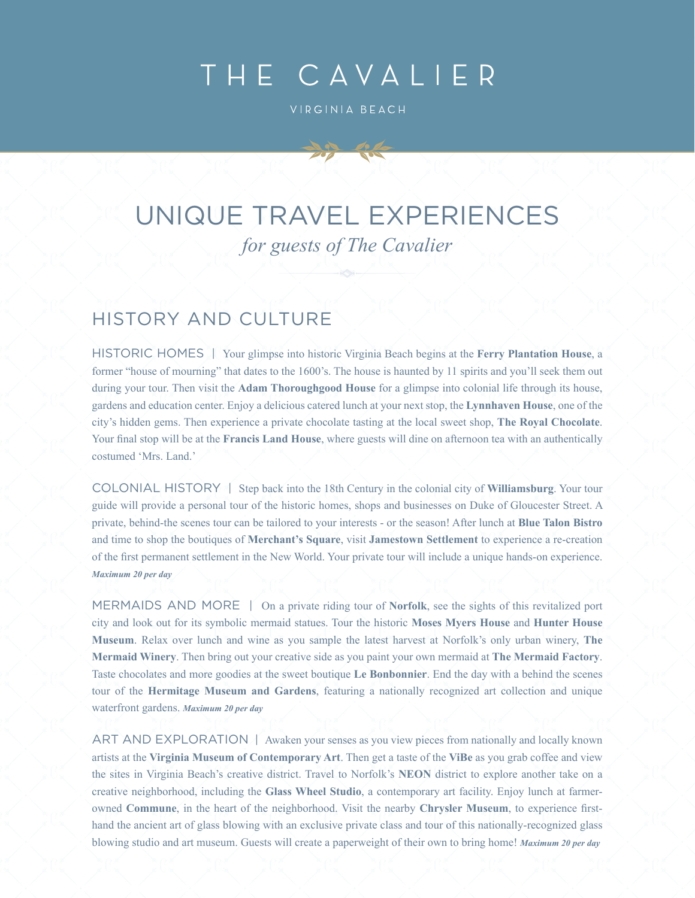# THE CAVALIER

VIRGINIA BEACH

## UNIQUE TRAVEL EXPERIENCES

*for guests of The Cavalier*

## HISTORY AND CULTURE

HISTORIC HOMES | Your glimpse into historic Virginia Beach begins at the **Ferry Plantation House**, a former "house of mourning" that dates to the 1600's. The house is haunted by 11 spirits and you'll seek them out during your tour. Then visit the **Adam Thoroughgood House** for a glimpse into colonial life through its house, gardens and education center. Enjoy a delicious catered lunch at your next stop, the **Lynnhaven House**, one of the city's hidden gems. Then experience a private chocolate tasting at the local sweet shop, **The Royal Chocolate**. Your final stop will be at the **Francis Land House**, where guests will dine on afternoon tea with an authentically costumed 'Mrs. Land.'

COLONIAL HISTORY | Step back into the 18th Century in the colonial city of **Williamsburg**. Your tour guide will provide a personal tour of the historic homes, shops and businesses on Duke of Gloucester Street. A private, behind-the scenes tour can be tailored to your interests - or the season! After lunch at **Blue Talon Bistro** and time to shop the boutiques of **Merchant's Square**, visit **Jamestown Settlement** to experience a re-creation of the first permanent settlement in the New World. Your private tour will include a unique hands-on experience. ***Maximum 20 per day***

MERMAIDS AND MORE | On a private riding tour of **Norfolk**, see the sights of this revitalized port city and look out for its symbolic mermaid statues. Tour the historic **Moses Myers House** and **Hunter House Museum**. Relax over lunch and wine as you sample the latest harvest at Norfolk's only urban winery, **The Mermaid Winery**. Then bring out your creative side as you paint your own mermaid at **The Mermaid Factory**. Taste chocolates and more goodies at the sweet boutique **Le Bonbonnier**. End the day with a behind the scenes tour of the **Hermitage Museum and Gardens**, featuring a nationally recognized art collection and unique waterfront gardens. ***Maximum 20 per day***

ART AND EXPLORATION | Awaken your senses as you view pieces from nationally and locally known artists at the **Virginia Museum of Contemporary Art**. Then get a taste of the **ViBe** as you grab coffee and view the sites in Virginia Beach's creative district. Travel to Norfolk's **NEON** district to explore another take on a creative neighborhood, including the **Glass Wheel Studio**, a contemporary art facility. Enjoy lunch at farmer-owned **Commune**, in the heart of the neighborhood. Visit the nearby **Chrysler Museum**, to experience first-hand the ancient art of glass blowing with an exclusive private class and tour of this nationally-recognized glass blowing studio and art museum. Guests will create a paperweight of their own to bring home! ***Maximum 20 per day***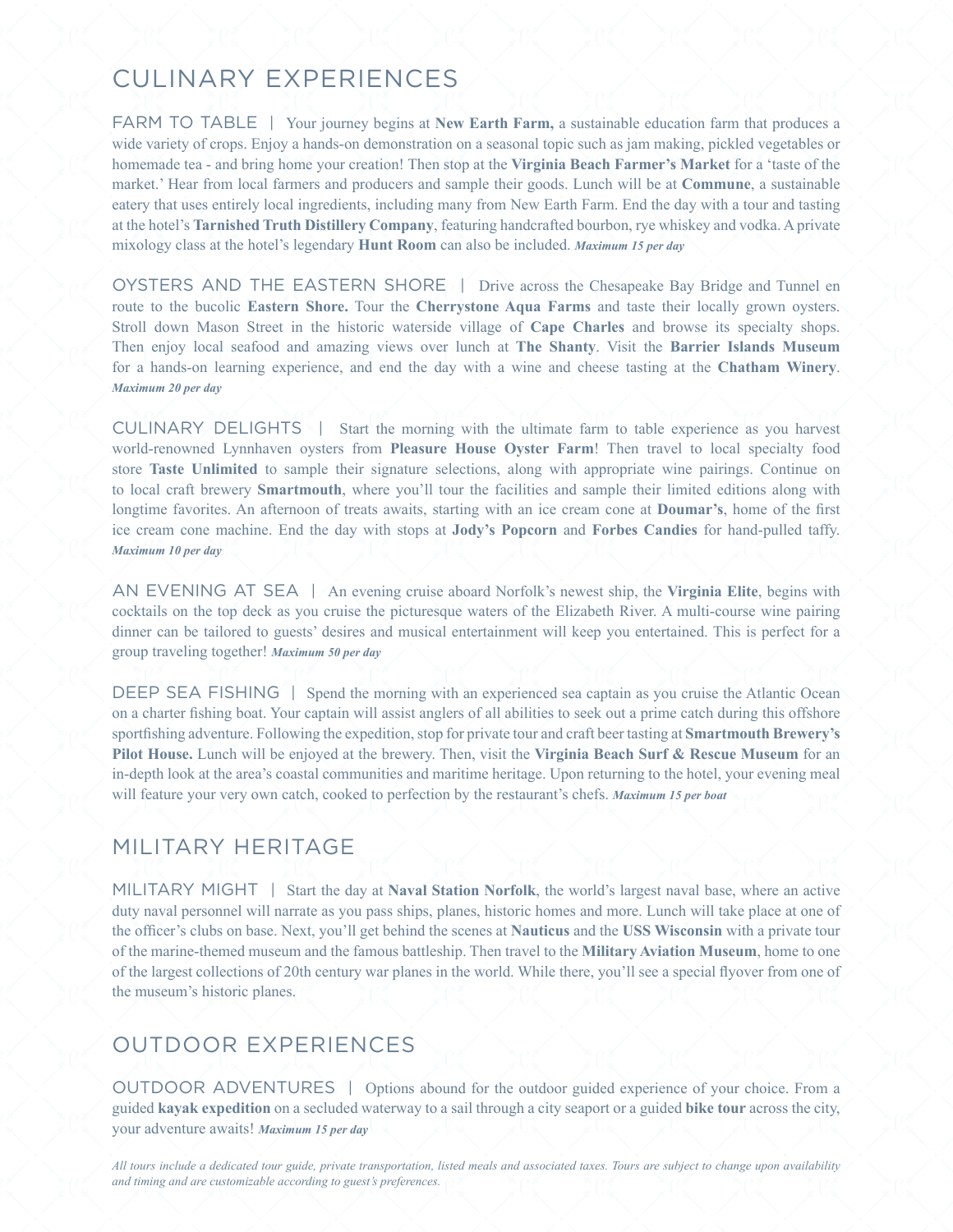# CULINARY EXPERIENCES

FARM TO TABLE | Your journey begins at **New Earth Farm,** a sustainable education farm that produces a wide variety of crops. Enjoy a hands-on demonstration on a seasonal topic such as jam making, pickled vegetables or homemade tea - and bring home your creation! Then stop at the **Virginia Beach Farmer's Market** for a 'taste of the market.' Hear from local farmers and producers and sample their goods. Lunch will be at **Commune**, a sustainable eatery that uses entirely local ingredients, including many from New Earth Farm. End the day with a tour and tasting at the hotel's **Tarnished Truth Distillery Company**, featuring handcrafted bourbon, rye whiskey and vodka. A private mixology class at the hotel's legendary **Hunt Room** can also be included. ***Maximum 15 per day***

OYSTERS AND THE EASTERN SHORE | Drive across the Chesapeake Bay Bridge and Tunnel en route to the bucolic **Eastern Shore.** Tour the **Cherrystone Aqua Farms** and taste their locally grown oysters. Stroll down Mason Street in the historic waterside village of **Cape Charles** and browse its specialty shops. Then enjoy local seafood and amazing views over lunch at **The Shanty**. Visit the **Barrier Islands Museum** for a hands-on learning experience, and end the day with a wine and cheese tasting at the **Chatham Winery**. ***Maximum 20 per day***

CULINARY DELIGHTS | Start the morning with the ultimate farm to table experience as you harvest world-renowned Lynnhaven oysters from **Pleasure House Oyster Farm**! Then travel to local specialty food store **Taste Unlimited** to sample their signature selections, along with appropriate wine pairings. Continue on to local craft brewery **Smartmouth**, where you'll tour the facilities and sample their limited editions along with longtime favorites. An afternoon of treats awaits, starting with an ice cream cone at **Doumar's**, home of the first ice cream cone machine. End the day with stops at **Jody's Popcorn** and **Forbes Candies** for hand-pulled taffy. ***Maximum 10 per day***

AN EVENING AT SEA | An evening cruise aboard Norfolk's newest ship, the **Virginia Elite**, begins with cocktails on the top deck as you cruise the picturesque waters of the Elizabeth River. A multi-course wine pairing dinner can be tailored to guests' desires and musical entertainment will keep you entertained. This is perfect for a group traveling together! ***Maximum 50 per day***

DEEP SEA FISHING | Spend the morning with an experienced sea captain as you cruise the Atlantic Ocean on a charter fishing boat. Your captain will assist anglers of all abilities to seek out a prime catch during this offshore sportfishing adventure. Following the expedition, stop for private tour and craft beer tasting at **Smartmouth Brewery's Pilot House.** Lunch will be enjoyed at the brewery. Then, visit the **Virginia Beach Surf & Rescue Museum** for an in-depth look at the area's coastal communities and maritime heritage. Upon returning to the hotel, your evening meal will feature your very own catch, cooked to perfection by the restaurant's chefs. ***Maximum 15 per boat***

# MILITARY HERITAGE

MILITARY MIGHT | Start the day at **Naval Station Norfolk**, the world's largest naval base, where an active duty naval personnel will narrate as you pass ships, planes, historic homes and more. Lunch will take place at one of the officer's clubs on base. Next, you'll get behind the scenes at **Nauticus** and the **USS Wisconsin** with a private tour of the marine-themed museum and the famous battleship. Then travel to the **Military Aviation Museum**, home to one of the largest collections of 20th century war planes in the world. While there, you'll see a special flyover from one of the museum's historic planes.

# OUTDOOR EXPERIENCES

OUTDOOR ADVENTURES | Options abound for the outdoor guided experience of your choice. From a guided **kayak expedition** on a secluded waterway to a sail through a city seaport or a guided **bike tour** across the city, your adventure awaits! ***Maximum 15 per day***

*All tours include a dedicated tour guide, private transportation, listed meals and associated taxes. Tours are subject to change upon availability and timing and are customizable according to guest's preferences.*